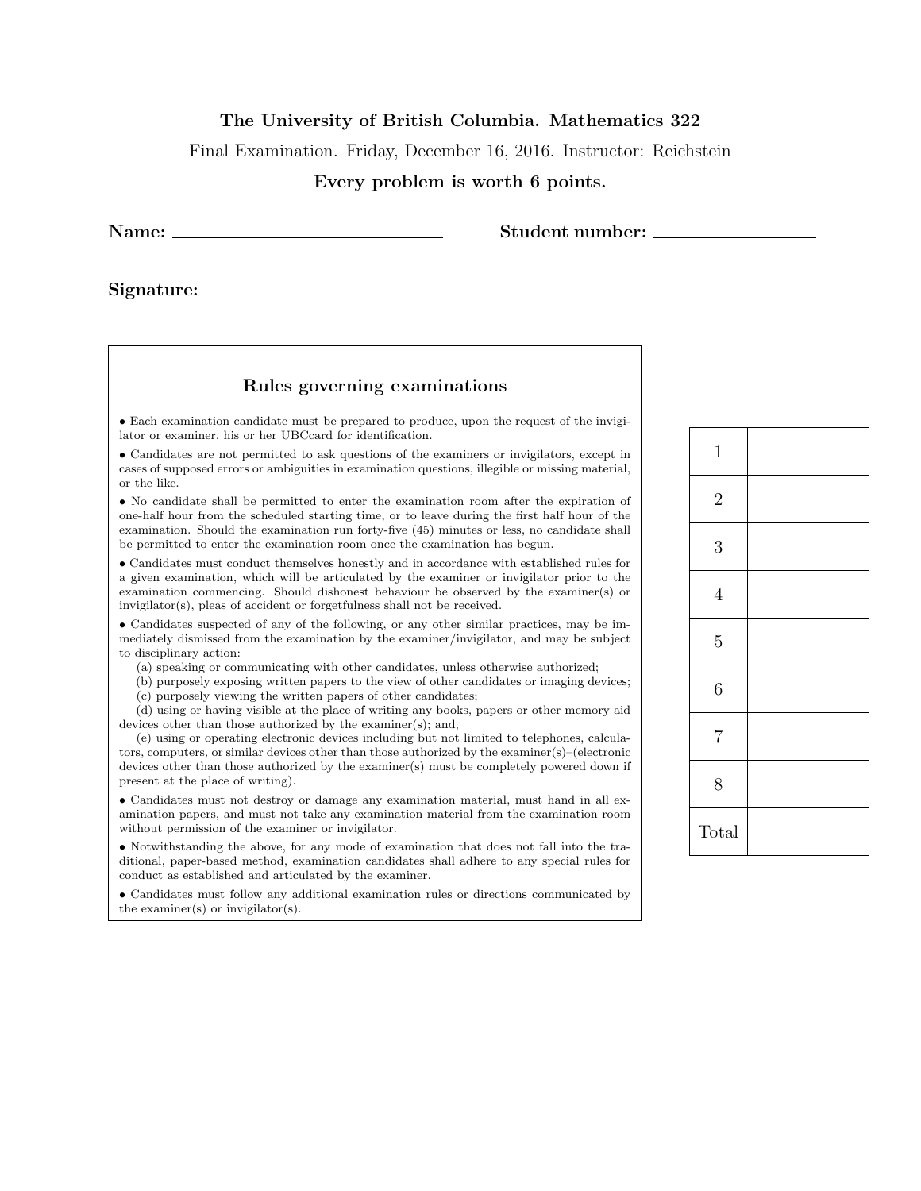**The University of British Columbia. Mathematics 322**

Final Examination. Friday, December 16, 2016. Instructor: Reichstein

**Every problem is worth 6 points.**

**Name:** ______________________ **Student number:** ________________

**Signature:** ______________________________

### Rules governing examinations

- Each examination candidate must be prepared to produce, upon the request of the invigilator or examiner, his or her UBCcard for identification.
- Candidates are not permitted to ask questions of the examiners or invigilators, except in cases of supposed errors or ambiguities in examination questions, illegible or missing material, or the like.
- No candidate shall be permitted to enter the examination room after the expiration of one-half hour from the scheduled starting time, or to leave during the first half hour of the examination. Should the examination run forty-five (45) minutes or less, no candidate shall be permitted to enter the examination room once the examination has begun.
- Candidates must conduct themselves honestly and in accordance with established rules for a given examination, which will be articulated by the examiner or invigilator prior to the examination commencing. Should dishonest behaviour be observed by the examiner(s) or invigilator(s), pleas of accident or forgetfulness shall not be received.
- Candidates suspected of any of the following, or any other similar practices, may be immediately dismissed from the examination by the examiner/invigilator, and may be subject to disciplinary action:
  (a) speaking or communicating with other candidates, unless otherwise authorized;
  (b) purposely exposing written papers to the view of other candidates or imaging devices;
  (c) purposely viewing the written papers of other candidates;
  (d) using or having visible at the place of writing any books, papers or other memory aid devices other than those authorized by the examiner(s); and,
  (e) using or operating electronic devices including but not limited to telephones, calculators, computers, or similar devices other than those authorized by the examiner(s)–(electronic devices other than those authorized by the examiner(s) must be completely powered down if present at the place of writing).
- Candidates must not destroy or damage any examination material, must hand in all examination papers, and must not take any examination material from the examination room without permission of the examiner or invigilator.
- Notwithstanding the above, for any mode of examination that does not fall into the traditional, paper-based method, examination candidates shall adhere to any special rules for conduct as established and articulated by the examiner.
- Candidates must follow any additional examination rules or directions communicated by the examiner(s) or invigilator(s).

| | |
|---|---|
| 1 | |
| 2 | |
| 3 | |
| 4 | |
| 5 | |
| 6 | |
| 7 | |
| 8 | |
| Total | |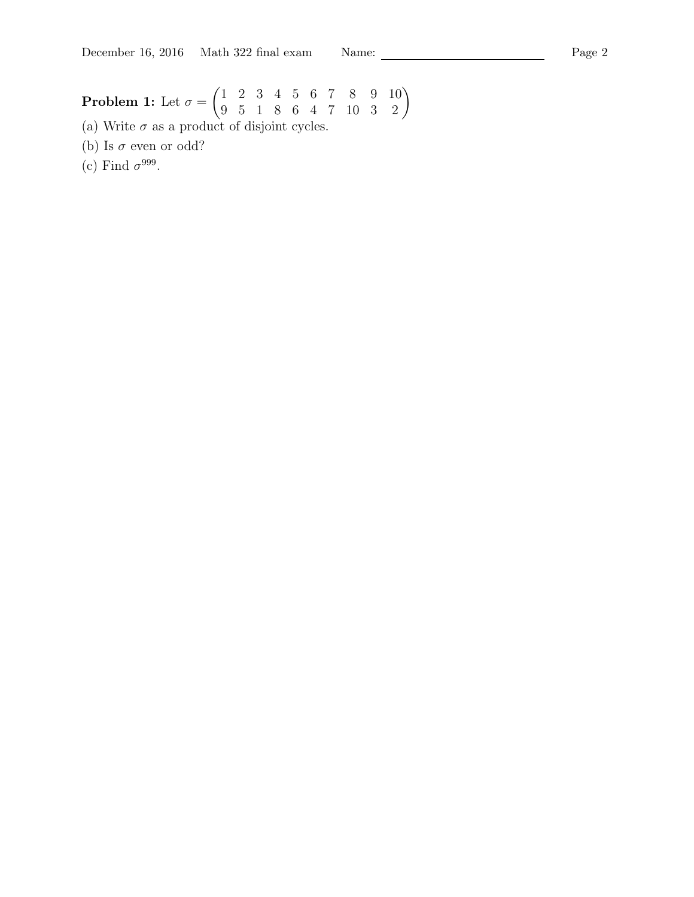**Problem 1:** Let $\sigma = \begin{pmatrix} 1 & 2 & 3 & 4 & 5 & 6 & 7 & 8 & 9 & 10 \\ 9 & 5 & 1 & 8 & 6 & 4 & 7 & 10 & 3 & 2 \end{pmatrix}$

(a) Write $\sigma$ as a product of disjoint cycles.

(b) Is $\sigma$ even or odd?

(c) Find $\sigma^{999}$.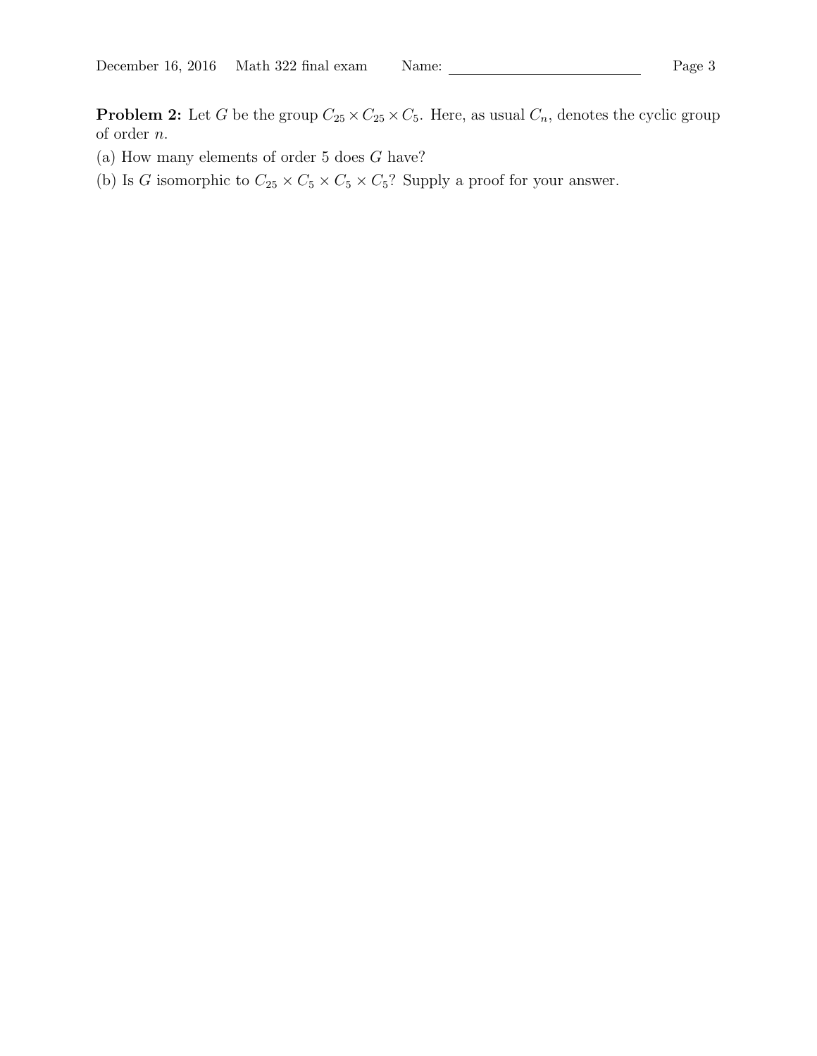**Problem 2:** Let $G$ be the group $C_{25} \times C_{25} \times C_5$. Here, as usual $C_n$, denotes the cyclic group of order $n$.

(a) How many elements of order 5 does $G$ have?

(b) Is $G$ isomorphic to $C_{25} \times C_5 \times C_5 \times C_5$? Supply a proof for your answer.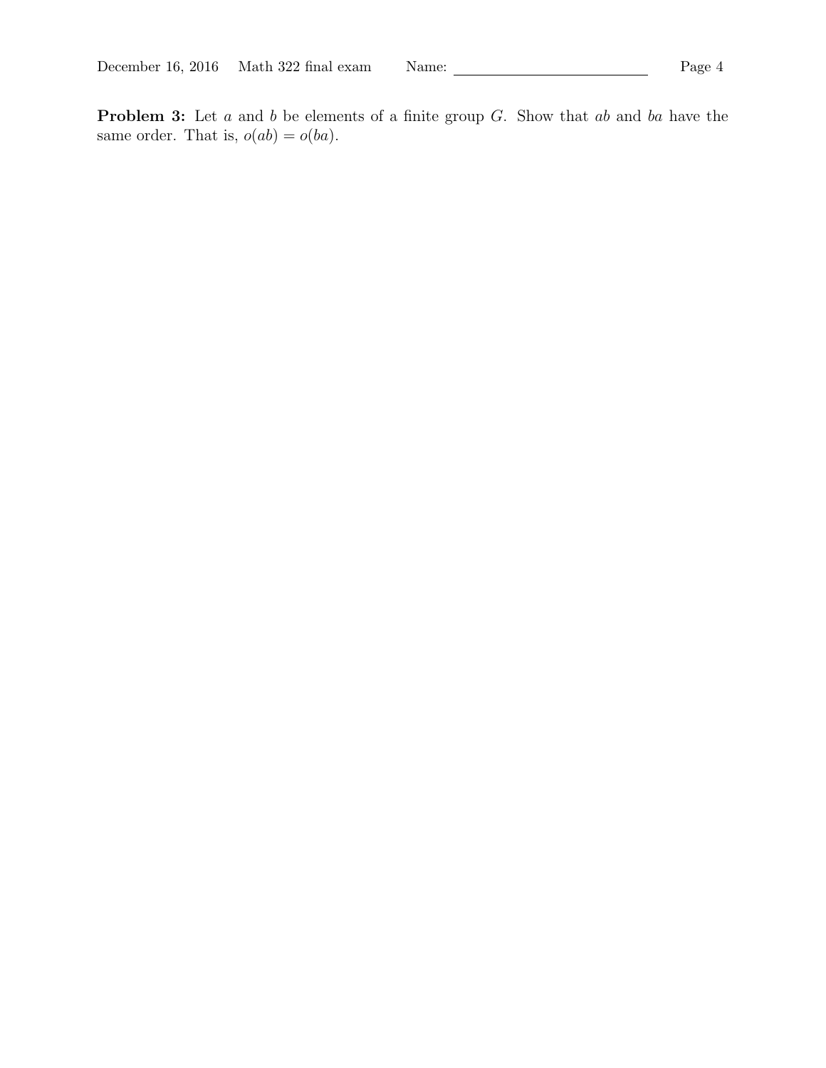**Problem 3:** Let $a$ and $b$ be elements of a finite group $G$. Show that $ab$ and $ba$ have the same order. That is, $o(ab) = o(ba)$.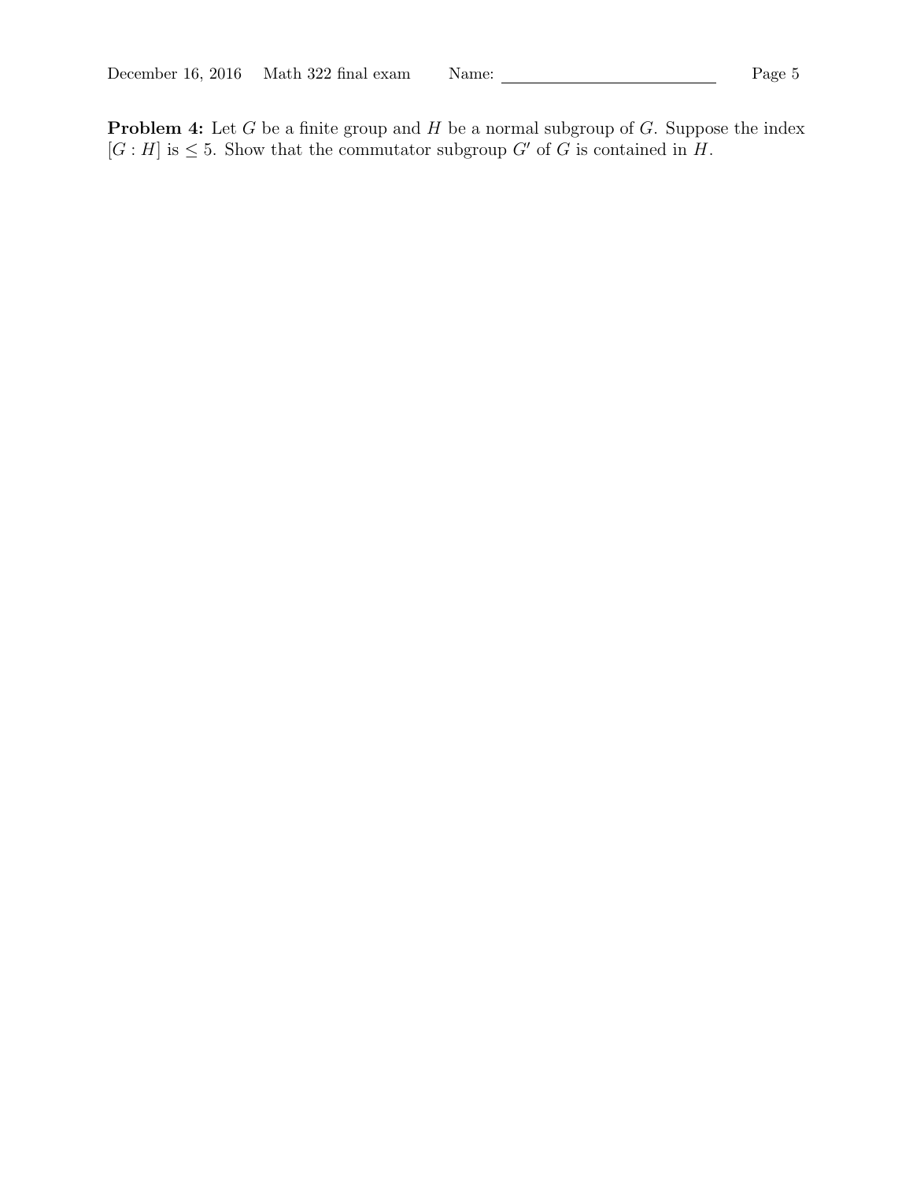**Problem 4:** Let $G$ be a finite group and $H$ be a normal subgroup of $G$. Suppose the index $[G : H]$ is $\leq 5$. Show that the commutator subgroup $G'$ of $G$ is contained in $H$.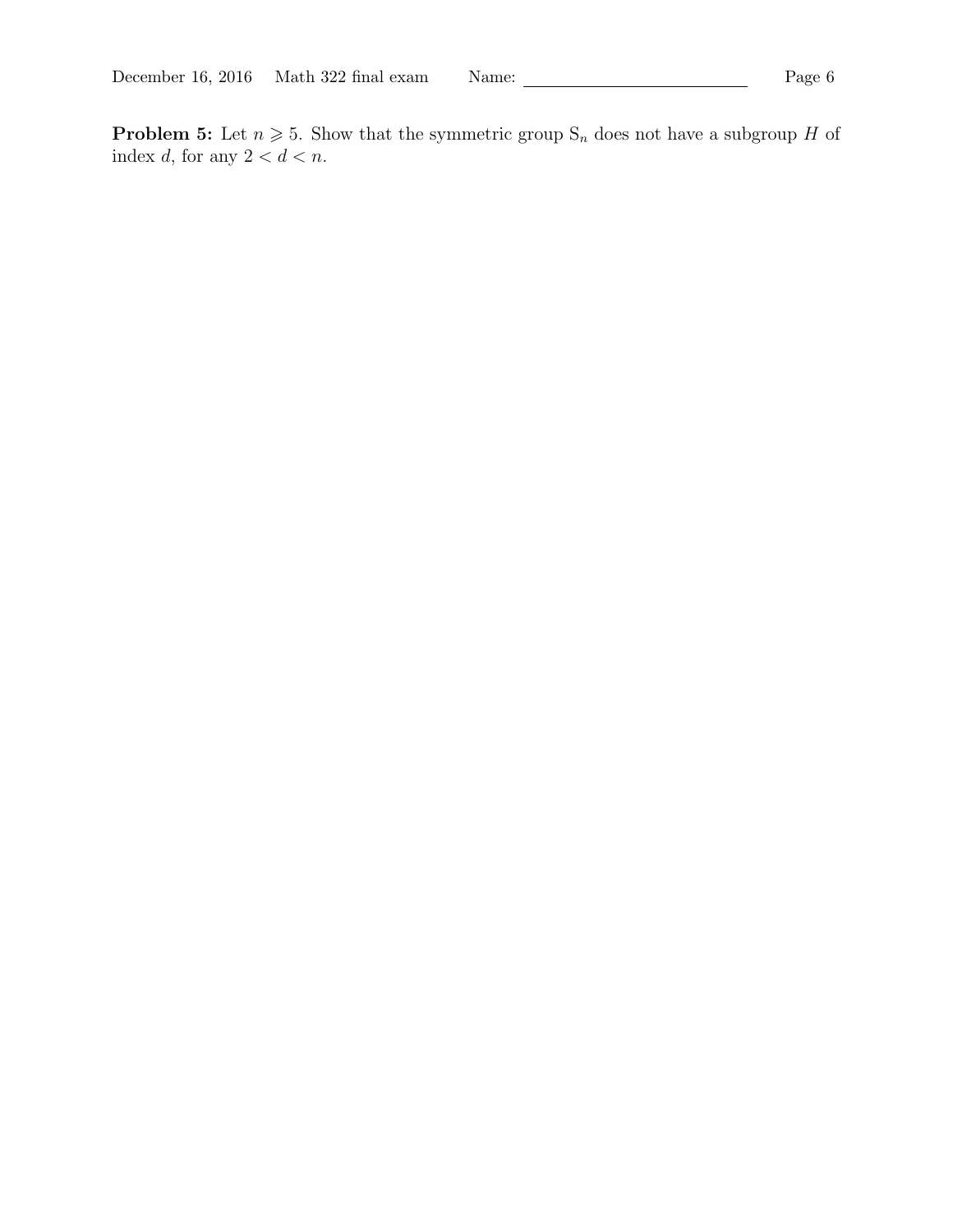**Problem 5:** Let $n \geqslant 5$. Show that the symmetric group $\mathrm{S}_n$ does not have a subgroup $H$ of index $d$, for any $2 < d < n$.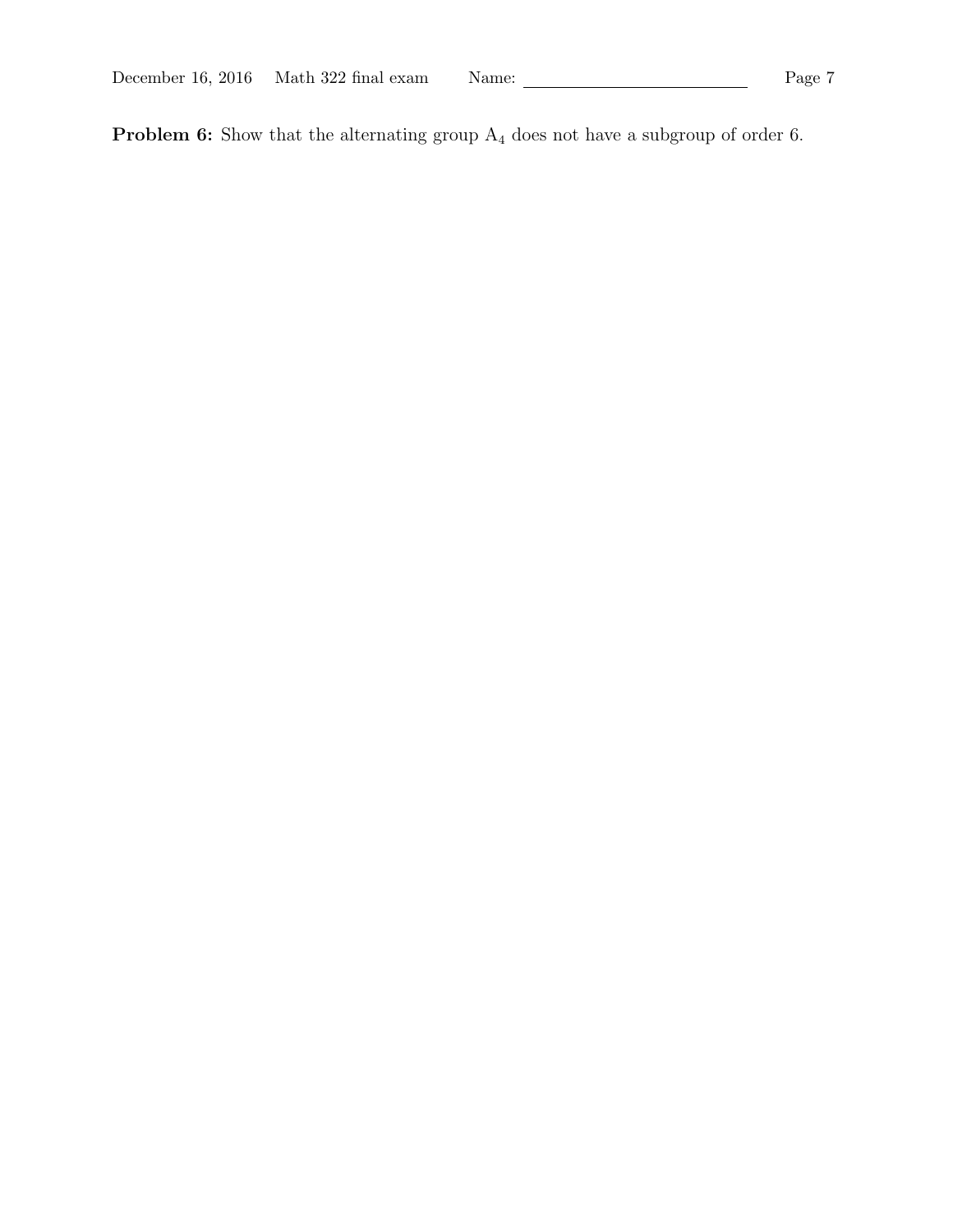**Problem 6:** Show that the alternating group $A_4$ does not have a subgroup of order 6.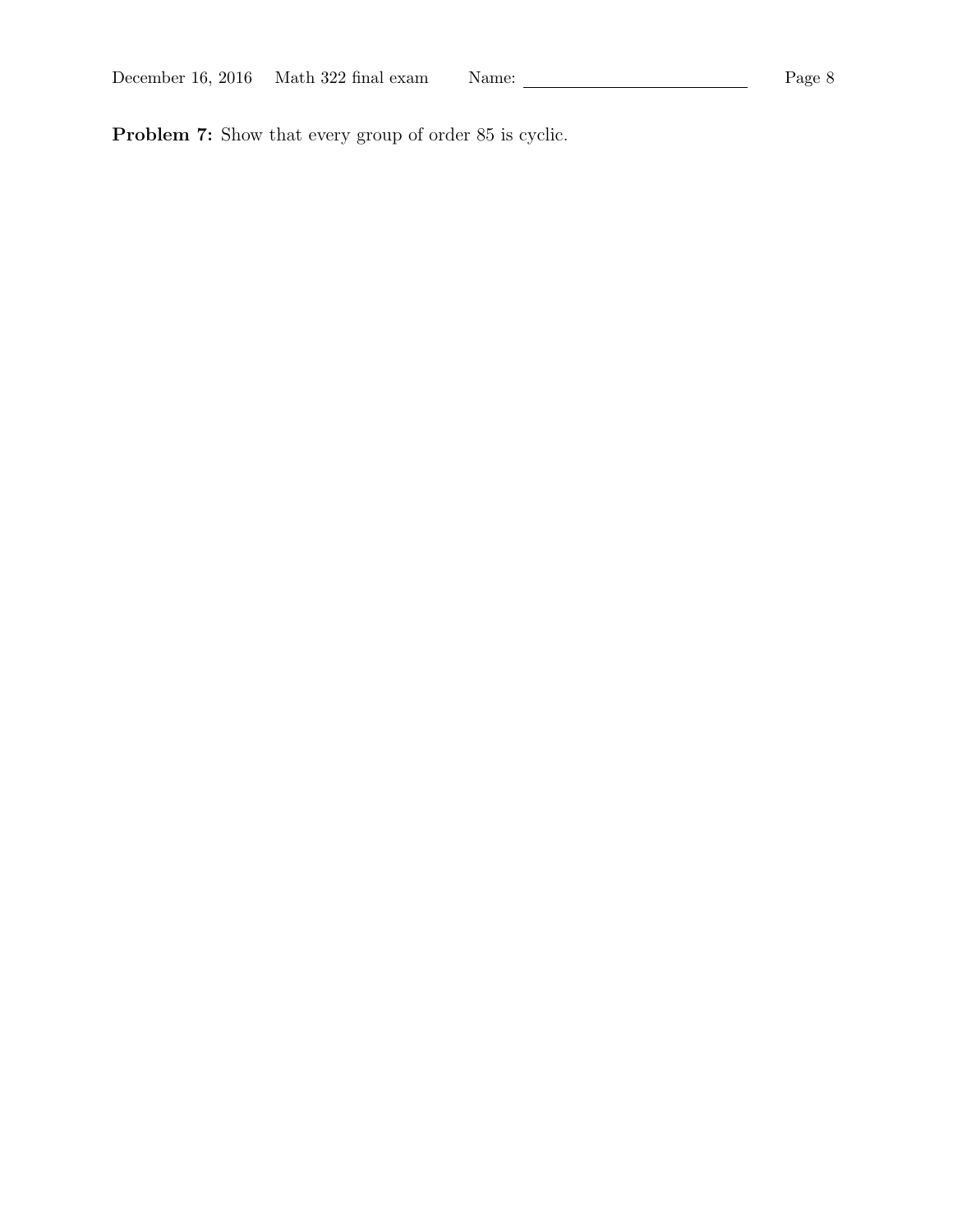**Problem 7:** Show that every group of order 85 is cyclic.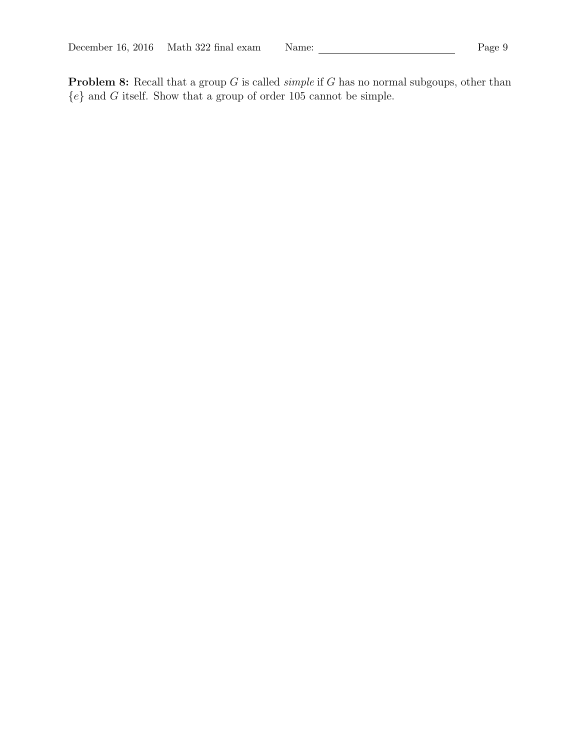**Problem 8:** Recall that a group $G$ is called *simple* if $G$ has no normal subgoups, other than $\{e\}$ and $G$ itself. Show that a group of order 105 cannot be simple.